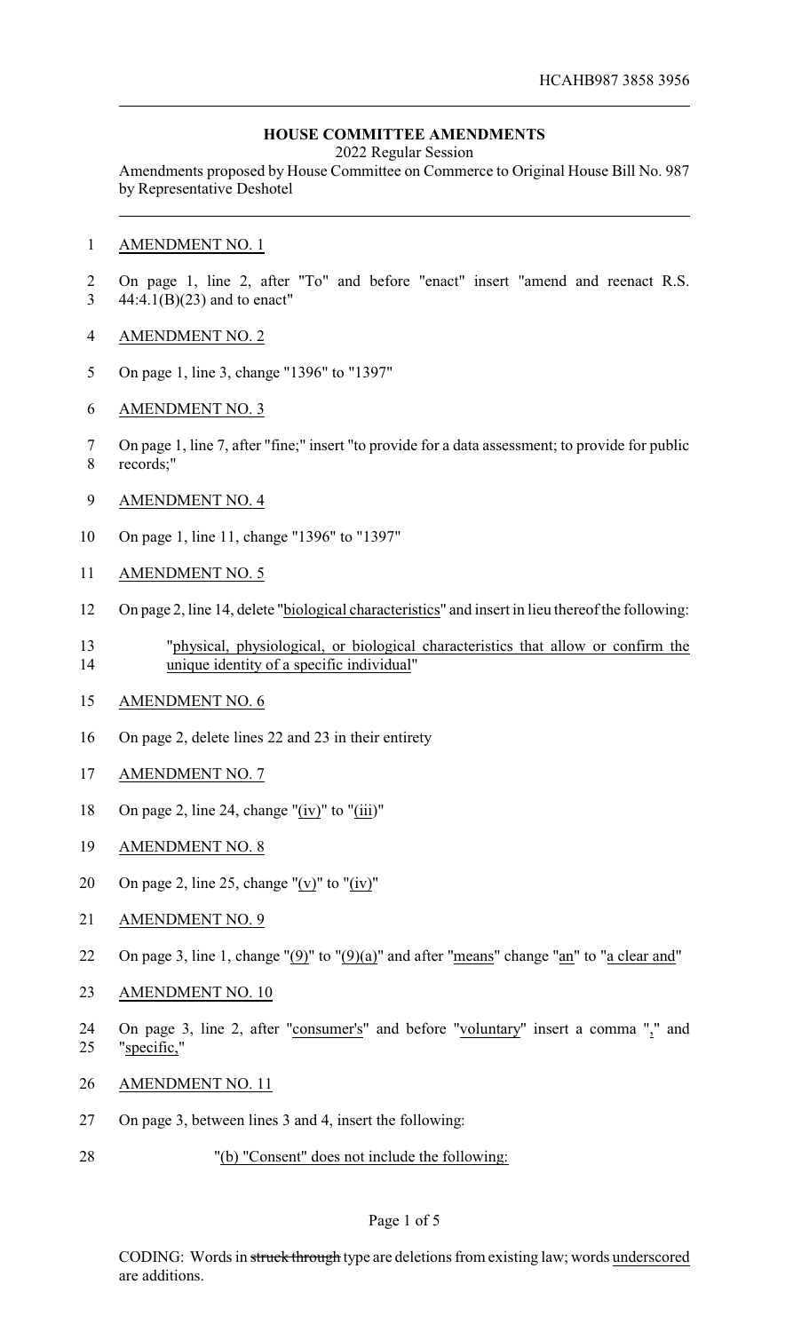HCAHB987 3858 3956

## HOUSE COMMITTEE AMENDMENTS

2022 Regular Session

Amendments proposed by House Committee on Commerce to Original House Bill No. 987 by Representative Deshotel

AMENDMENT NO. 1

On page 1, line 2, after "To" and before "enact" insert "amend and reenact R.S. 44:4.1(B)(23) and to enact"

AMENDMENT NO. 2

On page 1, line 3, change "1396" to "1397"

AMENDMENT NO. 3

On page 1, line 7, after "fine;" insert "to provide for a data assessment; to provide for public records;"

AMENDMENT NO. 4

On page 1, line 11, change "1396" to "1397"

AMENDMENT NO. 5

On page 2, line 14, delete "biological characteristics" and insert in lieu thereof the following:

"physical, physiological, or biological characteristics that allow or confirm the unique identity of a specific individual"

AMENDMENT NO. 6

On page 2, delete lines 22 and 23 in their entirety

AMENDMENT NO. 7

On page 2, line 24, change "(iv)" to "(iii)"

AMENDMENT NO. 8

On page 2, line 25, change "(v)" to "(iv)"

AMENDMENT NO. 9

On page 3, line 1, change "(9)" to "(9)(a)" and after "means" change "an" to "a clear and"

AMENDMENT NO. 10

On page 3, line 2, after "consumer's" and before "voluntary" insert a comma "," and "specific,"

AMENDMENT NO. 11

On page 3, between lines 3 and 4, insert the following:

"(b) "Consent" does not include the following:

CODING: Words in ~~struck through~~ type are deletions from existing law; words underscored are additions.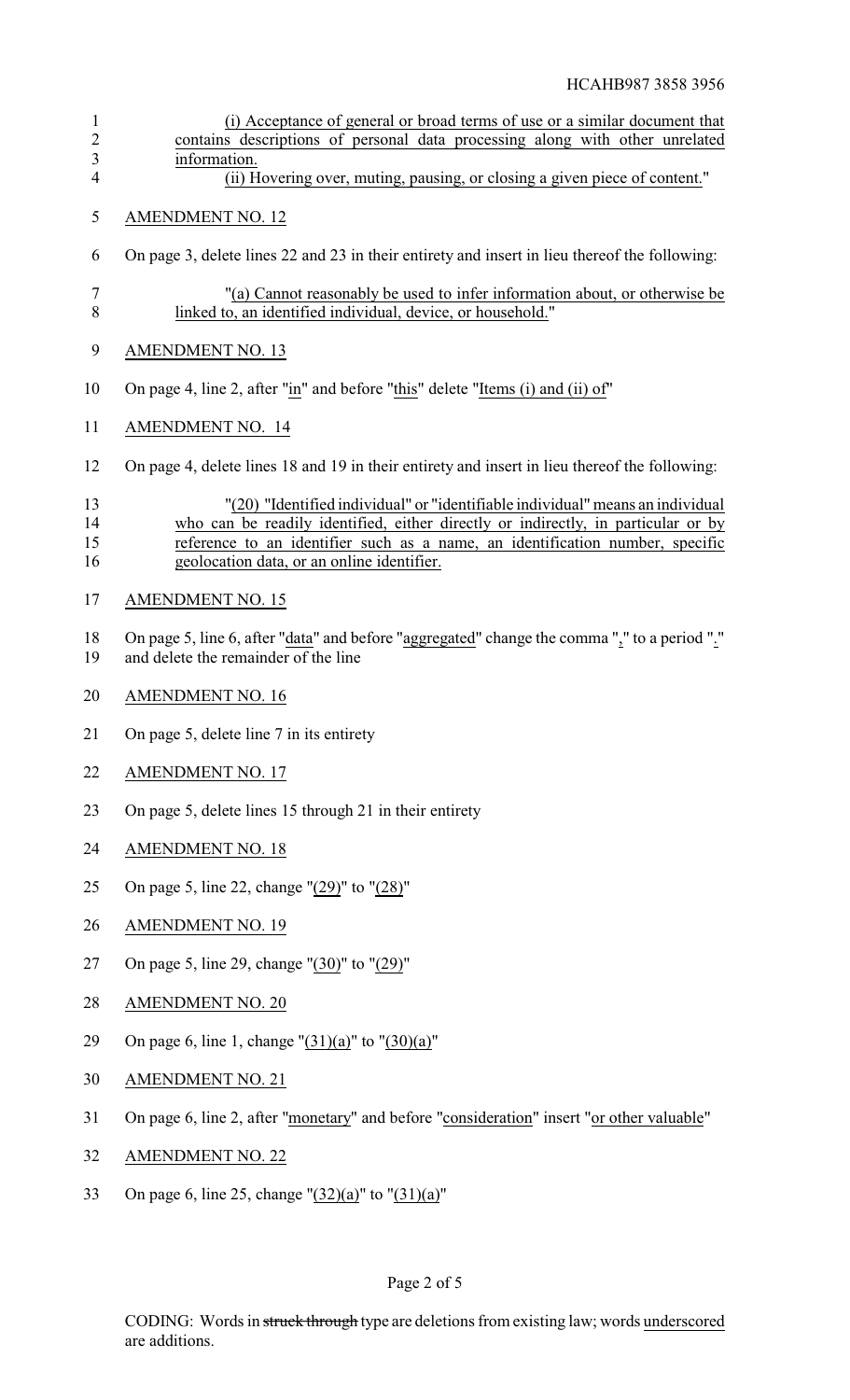(i) Acceptance of general or broad terms of use or a similar document that contains descriptions of personal data processing along with other unrelated information.

(ii) Hovering over, muting, pausing, or closing a given piece of content."

AMENDMENT NO. 12

On page 3, delete lines 22 and 23 in their entirety and insert in lieu thereof the following:

"(a) Cannot reasonably be used to infer information about, or otherwise be linked to, an identified individual, device, or household."

AMENDMENT NO. 13

On page 4, line 2, after "in" and before "this" delete "Items (i) and (ii) of"

AMENDMENT NO. 14

On page 4, delete lines 18 and 19 in their entirety and insert in lieu thereof the following:

"(20) "Identified individual" or "identifiable individual" means an individual who can be readily identified, either directly or indirectly, in particular or by reference to an identifier such as a name, an identification number, specific geolocation data, or an online identifier.

AMENDMENT NO. 15

On page 5, line 6, after "data" and before "aggregated" change the comma "," to a period "." and delete the remainder of the line

AMENDMENT NO. 16

On page 5, delete line 7 in its entirety

AMENDMENT NO. 17

On page 5, delete lines 15 through 21 in their entirety

AMENDMENT NO. 18

On page 5, line 22, change "(29)" to "(28)"

AMENDMENT NO. 19

On page 5, line 29, change "(30)" to "(29)"

AMENDMENT NO. 20

On page 6, line 1, change "(31)(a)" to "(30)(a)"

AMENDMENT NO. 21

On page 6, line 2, after "monetary" and before "consideration" insert "or other valuable"

AMENDMENT NO. 22

On page 6, line 25, change "(32)(a)" to "(31)(a)"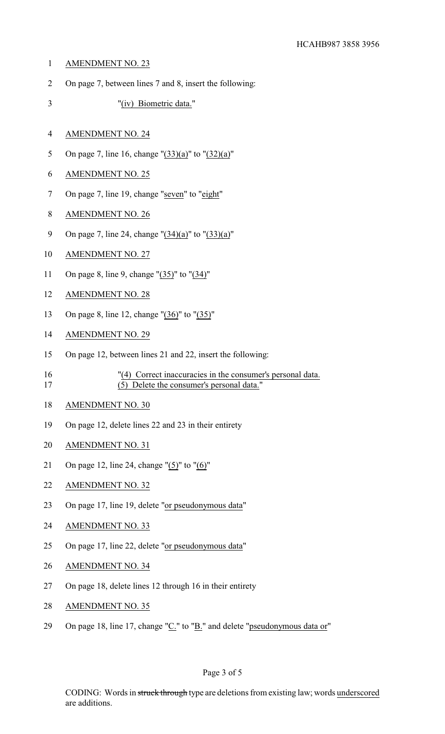AMENDMENT NO. 23

On page 7, between lines 7 and 8, insert the following:

"(iv) Biometric data."

AMENDMENT NO. 24

On page 7, line 16, change "(33)(a)" to "(32)(a)"

AMENDMENT NO. 25

On page 7, line 19, change "seven" to "eight"

AMENDMENT NO. 26

On page 7, line 24, change "(34)(a)" to "(33)(a)"

AMENDMENT NO. 27

On page 8, line 9, change "(35)" to "(34)"

AMENDMENT NO. 28

On page 8, line 12, change "(36)" to "(35)"

AMENDMENT NO. 29

On page 12, between lines 21 and 22, insert the following:

"(4) Correct inaccuracies in the consumer's personal data.
(5) Delete the consumer's personal data."

AMENDMENT NO. 30

On page 12, delete lines 22 and 23 in their entirety

AMENDMENT NO. 31

On page 12, line 24, change "(5)" to "(6)"

AMENDMENT NO. 32

On page 17, line 19, delete "or pseudonymous data"

AMENDMENT NO. 33

On page 17, line 22, delete "or pseudonymous data"

AMENDMENT NO. 34

On page 18, delete lines 12 through 16 in their entirety

AMENDMENT NO. 35

On page 18, line 17, change "C." to "B." and delete "pseudonymous data or"

CODING: Words in ~~struck through~~ type are deletions from existing law; words underscored are additions.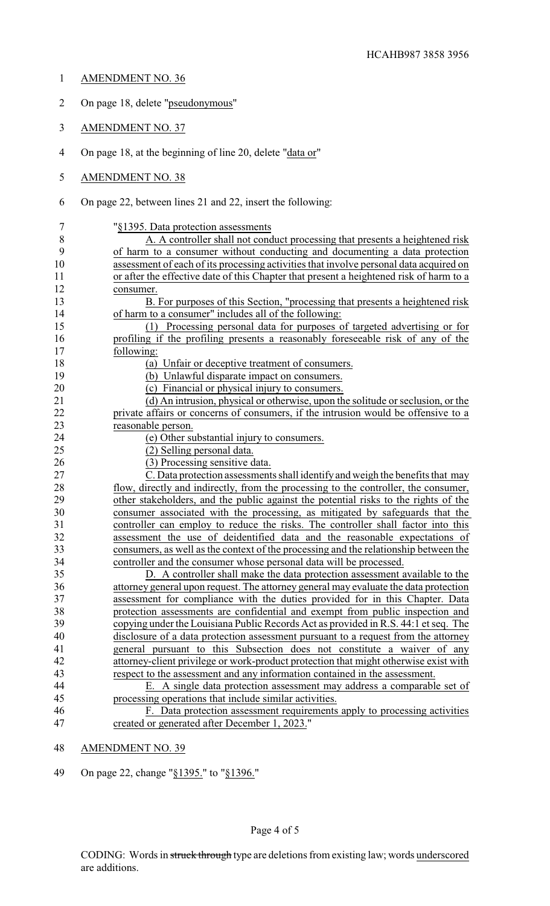AMENDMENT NO. 36

On page 18, delete "pseudonymous"

AMENDMENT NO. 37

On page 18, at the beginning of line 20, delete "data or"

AMENDMENT NO. 38

On page 22, between lines 21 and 22, insert the following:

"§1395. Data protection assessments

A. A controller shall not conduct processing that presents a heightened risk of harm to a consumer without conducting and documenting a data protection assessment of each of its processing activities that involve personal data acquired on or after the effective date of this Chapter that present a heightened risk of harm to a consumer.

B. For purposes of this Section, "processing that presents a heightened risk of harm to a consumer" includes all of the following:

(1) Processing personal data for purposes of targeted advertising or for profiling if the profiling presents a reasonably foreseeable risk of any of the following:

(a) Unfair or deceptive treatment of consumers.

(b) Unlawful disparate impact on consumers.

(c) Financial or physical injury to consumers.

(d) An intrusion, physical or otherwise, upon the solitude or seclusion, or the private affairs or concerns of consumers, if the intrusion would be offensive to a reasonable person.

(e) Other substantial injury to consumers.

(2) Selling personal data.

(3) Processing sensitive data.

C. Data protection assessments shall identify and weigh the benefits that may flow, directly and indirectly, from the processing to the controller, the consumer, other stakeholders, and the public against the potential risks to the rights of the consumer associated with the processing, as mitigated by safeguards that the controller can employ to reduce the risks. The controller shall factor into this assessment the use of deidentified data and the reasonable expectations of consumers, as well as the context of the processing and the relationship between the controller and the consumer whose personal data will be processed.

D. A controller shall make the data protection assessment available to the attorney general upon request. The attorney general may evaluate the data protection assessment for compliance with the duties provided for in this Chapter. Data protection assessments are confidential and exempt from public inspection and copying under the Louisiana Public Records Act as provided in R.S. 44:1 et seq. The disclosure of a data protection assessment pursuant to a request from the attorney general pursuant to this Subsection does not constitute a waiver of any attorney-client privilege or work-product protection that might otherwise exist with respect to the assessment and any information contained in the assessment.

E. A single data protection assessment may address a comparable set of processing operations that include similar activities.

F. Data protection assessment requirements apply to processing activities created or generated after December 1, 2023."

AMENDMENT NO. 39

On page 22, change "§1395." to "§1396."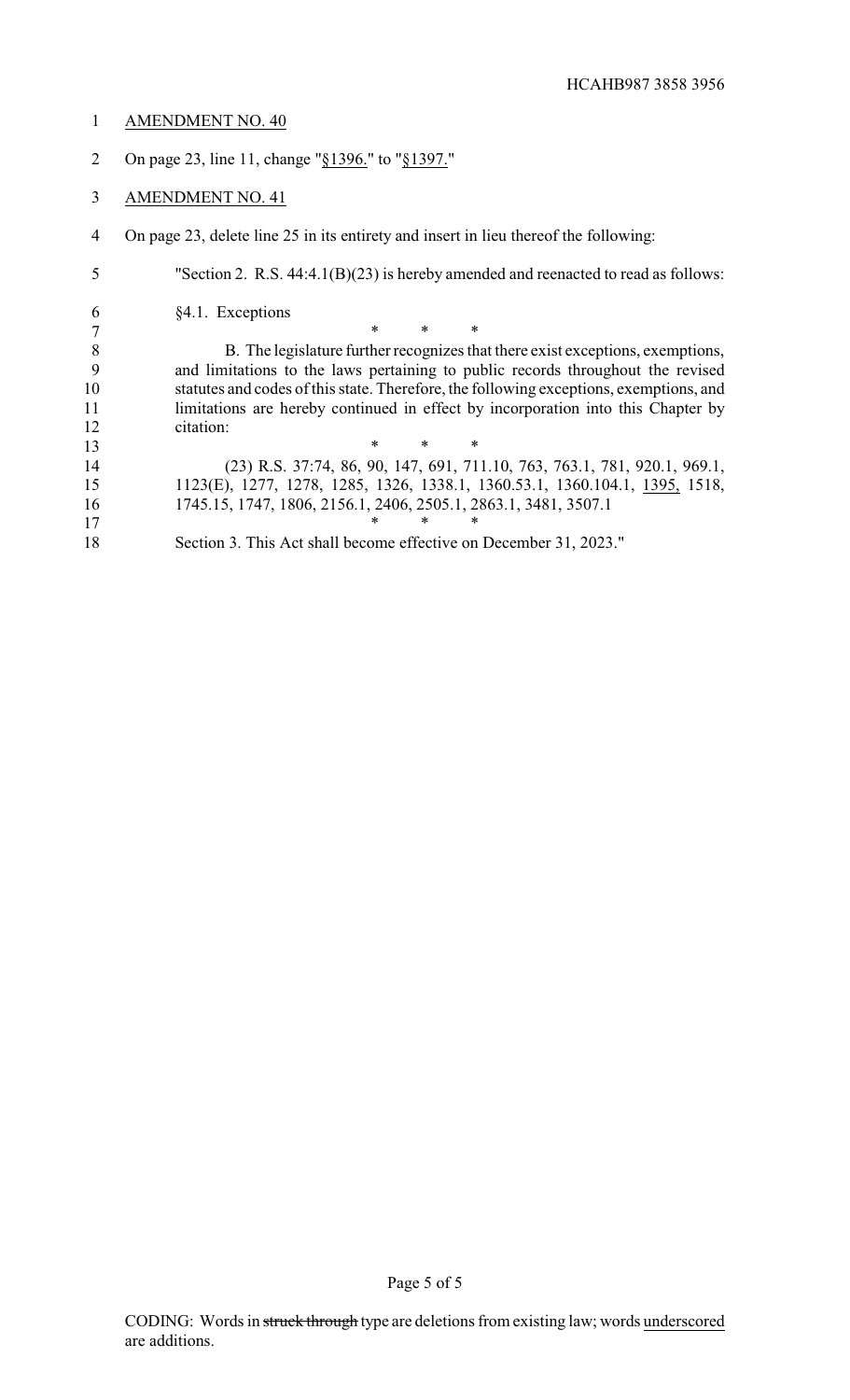AMENDMENT NO. 40

On page 23, line 11, change "<u>§1396.</u>" to "<u>§1397.</u>"

AMENDMENT NO. 41

On page 23, delete line 25 in its entirety and insert in lieu thereof the following:

"Section 2. R.S. 44:4.1(B)(23) is hereby amended and reenacted to read as follows:

§4.1. Exceptions

\* \* \*

B. The legislature further recognizes that there exist exceptions, exemptions, and limitations to the laws pertaining to public records throughout the revised statutes and codes of this state. Therefore, the following exceptions, exemptions, and limitations are hereby continued in effect by incorporation into this Chapter by citation:

\* \* \*

(23) R.S. 37:74, 86, 90, 147, 691, 711.10, 763, 763.1, 781, 920.1, 969.1, 1123(E), 1277, 1278, 1285, 1326, 1338.1, 1360.53.1, 1360.104.1, <u>1395,</u> 1518, 1745.15, 1747, 1806, 2156.1, 2406, 2505.1, 2863.1, 3481, 3507.1

\* \* \*

Section 3. This Act shall become effective on December 31, 2023."

CODING: Words in ~~struck through~~ type are deletions from existing law; words <u>underscored</u> are additions.